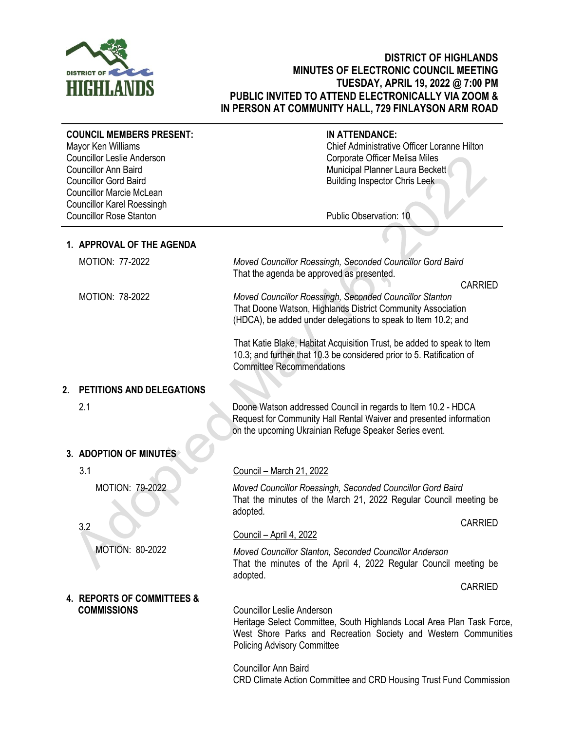# DISTRICT OF HIGHLANDS
## MINUTES OF ELECTRONIC COUNCIL MEETING
## TUESDAY, APRIL 19, 2022 @ 7:00 PM
## PUBLIC INVITED TO ATTEND ELECTRONICALLY VIA ZOOM & IN PERSON AT COMMUNITY HALL, 729 FINLAYSON ARM ROAD

| **COUNCIL MEMBERS PRESENT:** | **IN ATTENDANCE:** |
| --- | --- |
| Mayor Ken Williams | Chief Administrative Officer Loranne Hilton |
| Councillor Leslie Anderson | Corporate Officer Melisa Miles |
| Councillor Ann Baird | Municipal Planner Laura Beckett |
| Councillor Gord Baird | Building Inspector Chris Leek |
| Councillor Marcie McLean | |
| Councillor Karel Roessingh | |
| Councillor Rose Stanton | Public Observation: 10 |

## 1. APPROVAL OF THE AGENDA

MOTION: 77-2022

*Moved Councillor Roessingh, Seconded Councillor Gord Baird*
That the agenda be approved as presented.

CARRIED

MOTION: 78-2022

*Moved Councillor Roessingh, Seconded Councillor Stanton*
That Doone Watson, Highlands District Community Association (HDCA), be added under delegations to speak to Item 10.2; and

That Katie Blake, Habitat Acquisition Trust, be added to speak to Item 10.3; and further that 10.3 be considered prior to 5. Ratification of Committee Recommendations

## 2. PETITIONS AND DELEGATIONS

2.1

Doone Watson addressed Council in regards to Item 10.2 - HDCA Request for Community Hall Rental Waiver and presented information on the upcoming Ukrainian Refuge Speaker Series event.

## 3. ADOPTION OF MINUTES

3.1 Council – March 21, 2022

MOTION: 79-2022

*Moved Councillor Roessingh, Seconded Councillor Gord Baird*
That the minutes of the March 21, 2022 Regular Council meeting be adopted.

CARRIED

3.2 Council – April 4, 2022

MOTION: 80-2022

*Moved Councillor Stanton, Seconded Councillor Anderson*
That the minutes of the April 4, 2022 Regular Council meeting be adopted.

CARRIED

## 4. REPORTS OF COMMITTEES & COMMISSIONS

Councillor Leslie Anderson
Heritage Select Committee, South Highlands Local Area Plan Task Force, West Shore Parks and Recreation Society and Western Communities Policing Advisory Committee

Councillor Ann Baird
CRD Climate Action Committee and CRD Housing Trust Fund Commission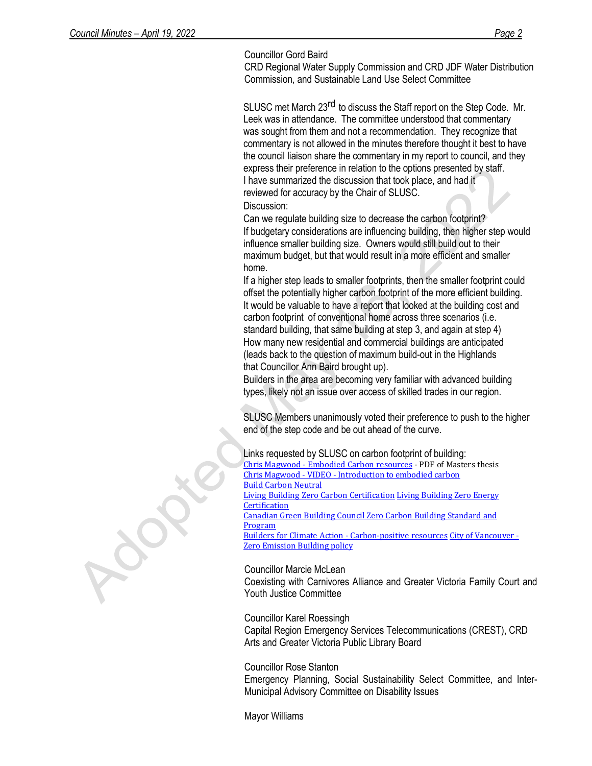Councillor Gord Baird
CRD Regional Water Supply Commission and CRD JDF Water Distribution Commission, and Sustainable Land Use Select Committee

SLUSC met March 23rd to discuss the Staff report on the Step Code. Mr. Leek was in attendance. The committee understood that commentary was sought from them and not a recommendation. They recognize that commentary is not allowed in the minutes therefore thought it best to have the council liaison share the commentary in my report to council, and they express their preference in relation to the options presented by staff. I have summarized the discussion that took place, and had it reviewed for accuracy by the Chair of SLUSC.

Discussion:

Can we regulate building size to decrease the carbon footprint?

If budgetary considerations are influencing building, then higher step would influence smaller building size. Owners would still build out to their maximum budget, but that would result in a more efficient and smaller home.

If a higher step leads to smaller footprints, then the smaller footprint could offset the potentially higher carbon footprint of the more efficient building.

It would be valuable to have a report that looked at the building cost and carbon footprint of conventional home across three scenarios (i.e. standard building, that same building at step 3, and again at step 4)

How many new residential and commercial buildings are anticipated (leads back to the question of maximum build-out in the Highlands that Councillor Ann Baird brought up).

Builders in the area are becoming very familiar with advanced building types, likely not an issue over access of skilled trades in our region.

SLUSC Members unanimously voted their preference to push to the higher end of the step code and be out ahead of the curve.

Links requested by SLUSC on carbon footprint of building:

Chris Magwood - Embodied Carbon resources - PDF of Masters thesis
Chris Magwood - VIDEO - Introduction to embodied carbon
Build Carbon Neutral
Living Building Zero Carbon Certification Living Building Zero Energy Certification
Canadian Green Building Council Zero Carbon Building Standard and Program
Builders for Climate Action - Carbon-positive resources City of Vancouver - Zero Emission Building policy

Councillor Marcie McLean
Coexisting with Carnivores Alliance and Greater Victoria Family Court and Youth Justice Committee

Councillor Karel Roessingh
Capital Region Emergency Services Telecommunications (CREST), CRD Arts and Greater Victoria Public Library Board

Councillor Rose Stanton
Emergency Planning, Social Sustainability Select Committee, and Inter-Municipal Advisory Committee on Disability Issues

Mayor Williams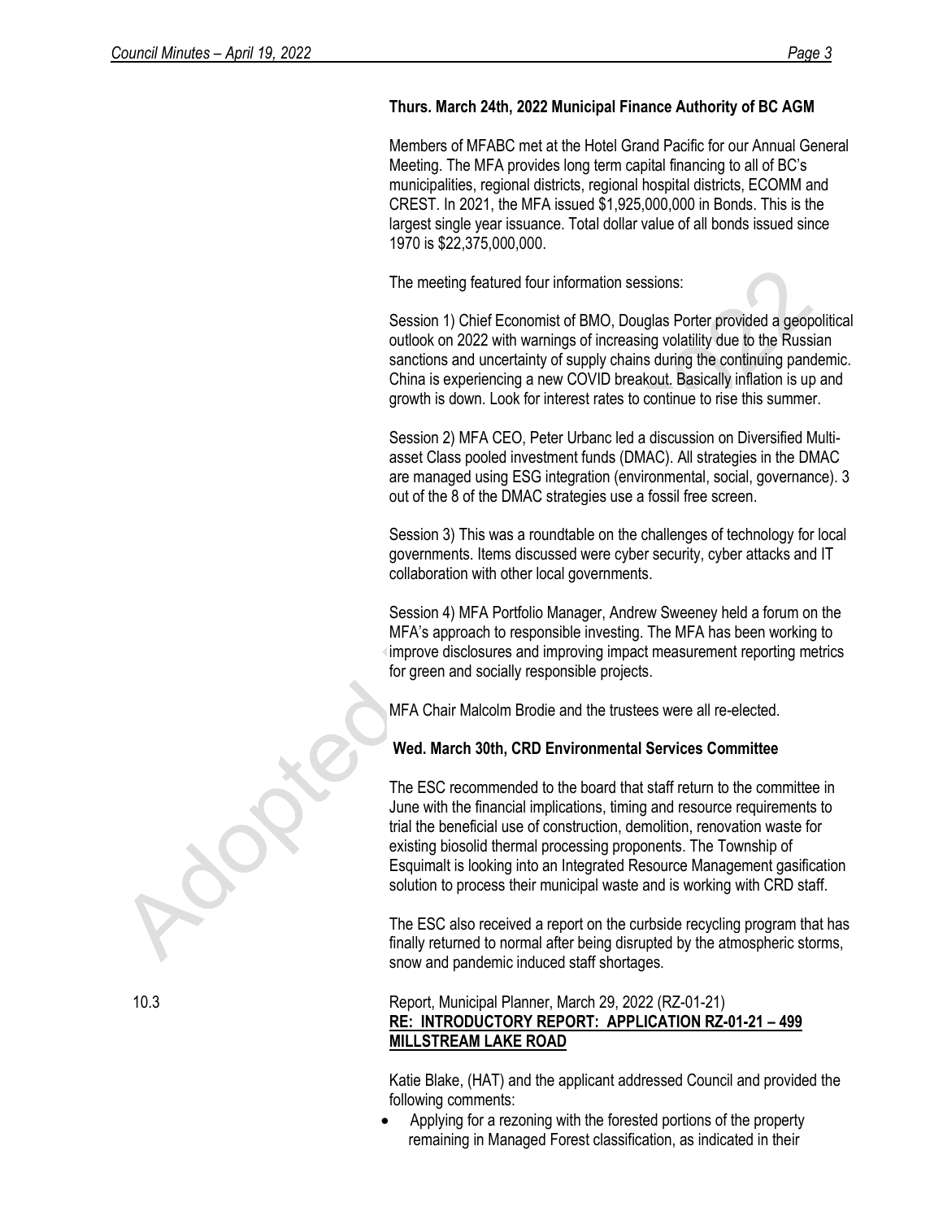**Thurs. March 24th, 2022 Municipal Finance Authority of BC AGM**

Members of MFABC met at the Hotel Grand Pacific for our Annual General Meeting. The MFA provides long term capital financing to all of BC's municipalities, regional districts, regional hospital districts, ECOMM and CREST. In 2021, the MFA issued $1,925,000,000 in Bonds. This is the largest single year issuance. Total dollar value of all bonds issued since 1970 is $22,375,000,000.

The meeting featured four information sessions:

Session 1) Chief Economist of BMO, Douglas Porter provided a geopolitical outlook on 2022 with warnings of increasing volatility due to the Russian sanctions and uncertainty of supply chains during the continuing pandemic. China is experiencing a new COVID breakout. Basically inflation is up and growth is down. Look for interest rates to continue to rise this summer.

Session 2) MFA CEO, Peter Urbanc led a discussion on Diversified Multi-asset Class pooled investment funds (DMAC). All strategies in the DMAC are managed using ESG integration (environmental, social, governance). 3 out of the 8 of the DMAC strategies use a fossil free screen.

Session 3) This was a roundtable on the challenges of technology for local governments. Items discussed were cyber security, cyber attacks and IT collaboration with other local governments.

Session 4) MFA Portfolio Manager, Andrew Sweeney held a forum on the MFA's approach to responsible investing. The MFA has been working to improve disclosures and improving impact measurement reporting metrics for green and socially responsible projects.

MFA Chair Malcolm Brodie and the trustees were all re-elected.

**Wed. March 30th, CRD Environmental Services Committee**

The ESC recommended to the board that staff return to the committee in June with the financial implications, timing and resource requirements to trial the beneficial use of construction, demolition, renovation waste for existing biosolid thermal processing proponents. The Township of Esquimalt is looking into an Integrated Resource Management gasification solution to process their municipal waste and is working with CRD staff.

The ESC also received a report on the curbside recycling program that has finally returned to normal after being disrupted by the atmospheric storms, snow and pandemic induced staff shortages.

10.3 Report, Municipal Planner, March 29, 2022 (RZ-01-21)
**RE: INTRODUCTORY REPORT: APPLICATION RZ-01-21 – 499 MILLSTREAM LAKE ROAD**

Katie Blake, (HAT) and the applicant addressed Council and provided the following comments:

- Applying for a rezoning with the forested portions of the property remaining in Managed Forest classification, as indicated in their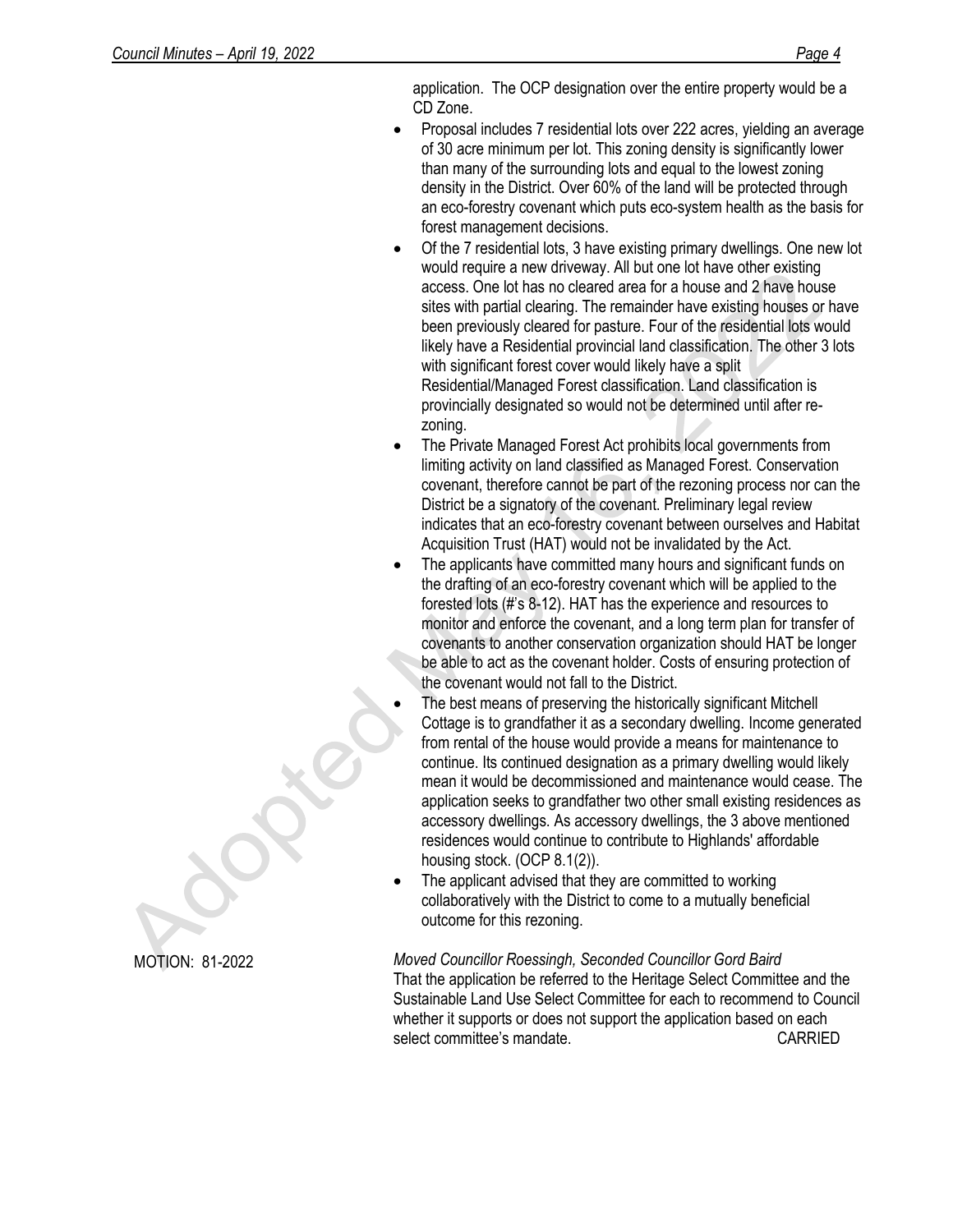application. The OCP designation over the entire property would be a CD Zone.

- Proposal includes 7 residential lots over 222 acres, yielding an average of 30 acre minimum per lot. This zoning density is significantly lower than many of the surrounding lots and equal to the lowest zoning density in the District. Over 60% of the land will be protected through an eco-forestry covenant which puts eco-system health as the basis for forest management decisions.
- Of the 7 residential lots, 3 have existing primary dwellings. One new lot would require a new driveway. All but one lot have other existing access. One lot has no cleared area for a house and 2 have house sites with partial clearing. The remainder have existing houses or have been previously cleared for pasture. Four of the residential lots would likely have a Residential provincial land classification. The other 3 lots with significant forest cover would likely have a split Residential/Managed Forest classification. Land classification is provincially designated so would not be determined until after re-zoning.
- The Private Managed Forest Act prohibits local governments from limiting activity on land classified as Managed Forest. Conservation covenant, therefore cannot be part of the rezoning process nor can the District be a signatory of the covenant. Preliminary legal review indicates that an eco-forestry covenant between ourselves and Habitat Acquisition Trust (HAT) would not be invalidated by the Act.
- The applicants have committed many hours and significant funds on the drafting of an eco-forestry covenant which will be applied to the forested lots (#'s 8-12). HAT has the experience and resources to monitor and enforce the covenant, and a long term plan for transfer of covenants to another conservation organization should HAT be longer be able to act as the covenant holder. Costs of ensuring protection of the covenant would not fall to the District.
- The best means of preserving the historically significant Mitchell Cottage is to grandfather it as a secondary dwelling. Income generated from rental of the house would provide a means for maintenance to continue. Its continued designation as a primary dwelling would likely mean it would be decommissioned and maintenance would cease. The application seeks to grandfather two other small existing residences as accessory dwellings. As accessory dwellings, the 3 above mentioned residences would continue to contribute to Highlands' affordable housing stock. (OCP 8.1(2)).
- The applicant advised that they are committed to working collaboratively with the District to come to a mutually beneficial outcome for this rezoning.

MOTION: 81-2022

*Moved Councillor Roessingh, Seconded Councillor Gord Baird*
That the application be referred to the Heritage Select Committee and the Sustainable Land Use Select Committee for each to recommend to Council whether it supports or does not support the application based on each select committee's mandate. CARRIED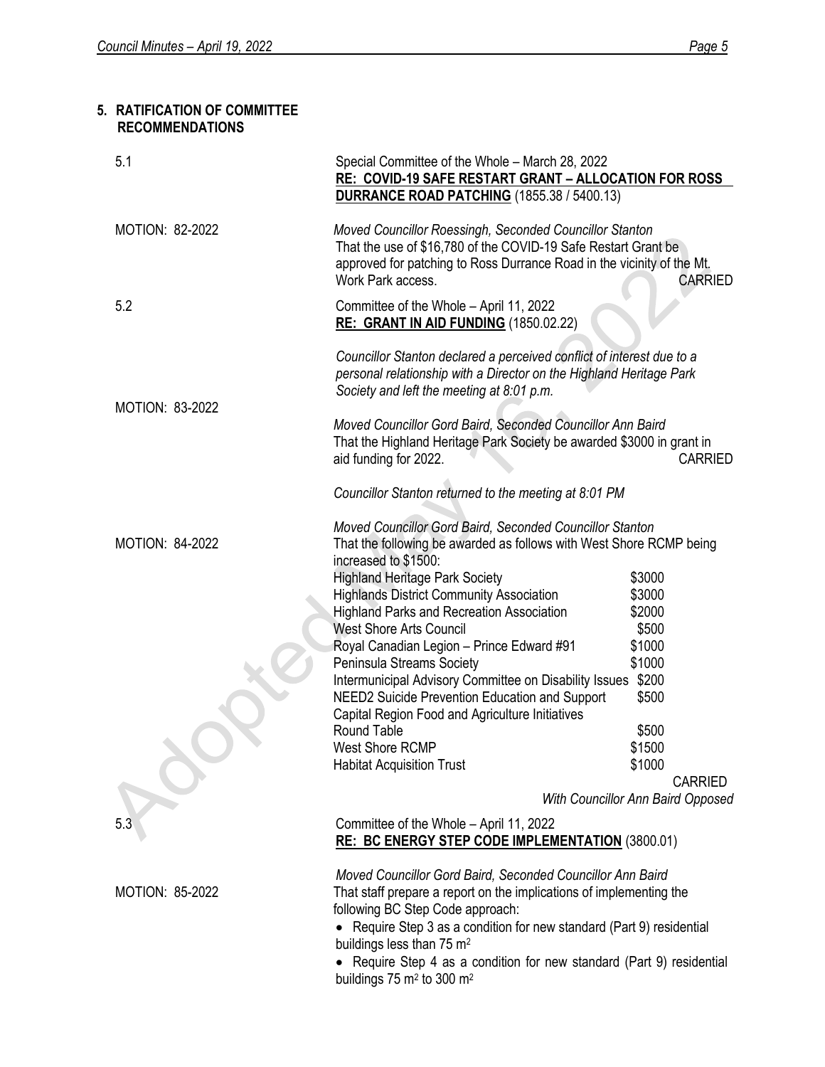## 5. RATIFICATION OF COMMITTEE RECOMMENDATIONS

5.1 Special Committee of the Whole – March 28, 2022
**RE: COVID-19 SAFE RESTART GRANT – ALLOCATION FOR ROSS DURRANCE ROAD PATCHING** (1855.38 / 5400.13)

MOTION: 82-2022

*Moved Councillor Roessingh, Seconded Councillor Stanton*
That the use of $16,780 of the COVID-19 Safe Restart Grant be approved for patching to Ross Durrance Road in the vicinity of the Mt. Work Park access. CARRIED

5.2 Committee of the Whole – April 11, 2022
**RE: GRANT IN AID FUNDING** (1850.02.22)

*Councillor Stanton declared a perceived conflict of interest due to a personal relationship with a Director on the Highland Heritage Park Society and left the meeting at 8:01 p.m.*

MOTION: 83-2022

*Moved Councillor Gord Baird, Seconded Councillor Ann Baird*
That the Highland Heritage Park Society be awarded $3000 in grant in aid funding for 2022. CARRIED

*Councillor Stanton returned to the meeting at 8:01 PM*

MOTION: 84-2022

*Moved Councillor Gord Baird, Seconded Councillor Stanton*
That the following be awarded as follows with West Shore RCMP being increased to $1500:

| | |
|---|---|
| Highland Heritage Park Society | $3000 |
| Highlands District Community Association | $3000 |
| Highland Parks and Recreation Association | $2000 |
| West Shore Arts Council | $500 |
| Royal Canadian Legion – Prince Edward #91 | $1000 |
| Peninsula Streams Society | $1000 |
| Intermunicipal Advisory Committee on Disability Issues | $200 |
| NEED2 Suicide Prevention Education and Support | $500 |
| Capital Region Food and Agriculture Initiatives Round Table | $500 |
| West Shore RCMP | $1500 |
| Habitat Acquisition Trust | $1000 |

CARRIED
*With Councillor Ann Baird Opposed*

5.3 Committee of the Whole – April 11, 2022
**RE: BC ENERGY STEP CODE IMPLEMENTATION** (3800.01)

MOTION: 85-2022

*Moved Councillor Gord Baird, Seconded Councillor Ann Baird*
That staff prepare a report on the implications of implementing the following BC Step Code approach:

- Require Step 3 as a condition for new standard (Part 9) residential buildings less than 75 $m^2$
- Require Step 4 as a condition for new standard (Part 9) residential buildings 75 $m^2$ to 300 $m^2$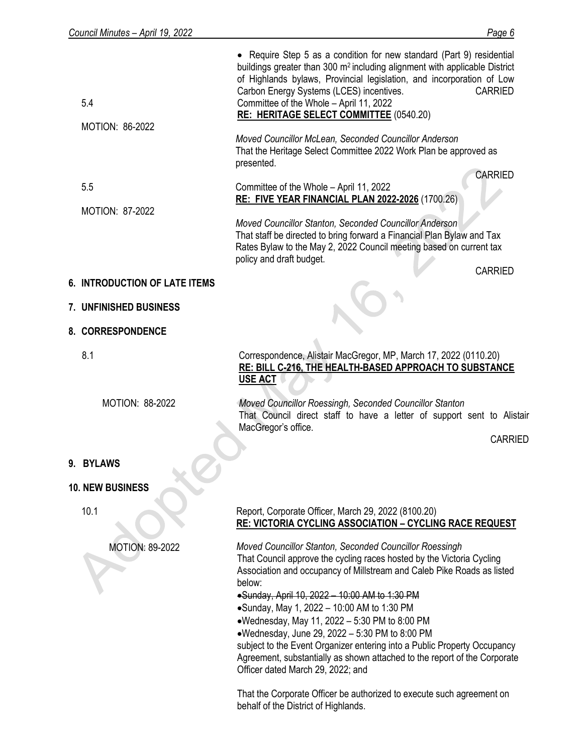- Require Step 5 as a condition for new standard (Part 9) residential buildings greater than 300 m$^2$ including alignment with applicable District of Highlands bylaws, Provincial legislation, and incorporation of Low Carbon Energy Systems (LCES) incentives. CARRIED

5.4 Committee of the Whole – April 11, 2022
**RE: HERITAGE SELECT COMMITTEE** (0540.20)

MOTION: 86-2022

*Moved Councillor McLean, Seconded Councillor Anderson*
That the Heritage Select Committee 2022 Work Plan be approved as presented.

CARRIED

5.5 Committee of the Whole – April 11, 2022
**RE: FIVE YEAR FINANCIAL PLAN 2022-2026** (1700.26)

MOTION: 87-2022

*Moved Councillor Stanton, Seconded Councillor Anderson*
That staff be directed to bring forward a Financial Plan Bylaw and Tax Rates Bylaw to the May 2, 2022 Council meeting based on current tax policy and draft budget.

CARRIED

## 6. INTRODUCTION OF LATE ITEMS

## 7. UNFINISHED BUSINESS

## 8. CORRESPONDENCE

8.1 Correspondence, Alistair MacGregor, MP, March 17, 2022 (0110.20)
**RE: BILL C-216, THE HEALTH-BASED APPROACH TO SUBSTANCE USE ACT**

MOTION: 88-2022

*Moved Councillor Roessingh, Seconded Councillor Stanton*
That Council direct staff to have a letter of support sent to Alistair MacGregor's office.

CARRIED

## 9. BYLAWS

## 10. NEW BUSINESS

10.1 Report, Corporate Officer, March 29, 2022 (8100.20)
**RE: VICTORIA CYCLING ASSOCIATION – CYCLING RACE REQUEST**

MOTION: 89-2022

*Moved Councillor Stanton, Seconded Councillor Roessingh*
That Council approve the cycling races hosted by the Victoria Cycling Association and occupancy of Millstream and Caleb Pike Roads as listed below:

- ~~Sunday, April 10, 2022 – 10:00 AM to 1:30 PM~~
- Sunday, May 1, 2022 – 10:00 AM to 1:30 PM
- Wednesday, May 11, 2022 – 5:30 PM to 8:00 PM
- Wednesday, June 29, 2022 – 5:30 PM to 8:00 PM

subject to the Event Organizer entering into a Public Property Occupancy Agreement, substantially as shown attached to the report of the Corporate Officer dated March 29, 2022; and

That the Corporate Officer be authorized to execute such agreement on behalf of the District of Highlands.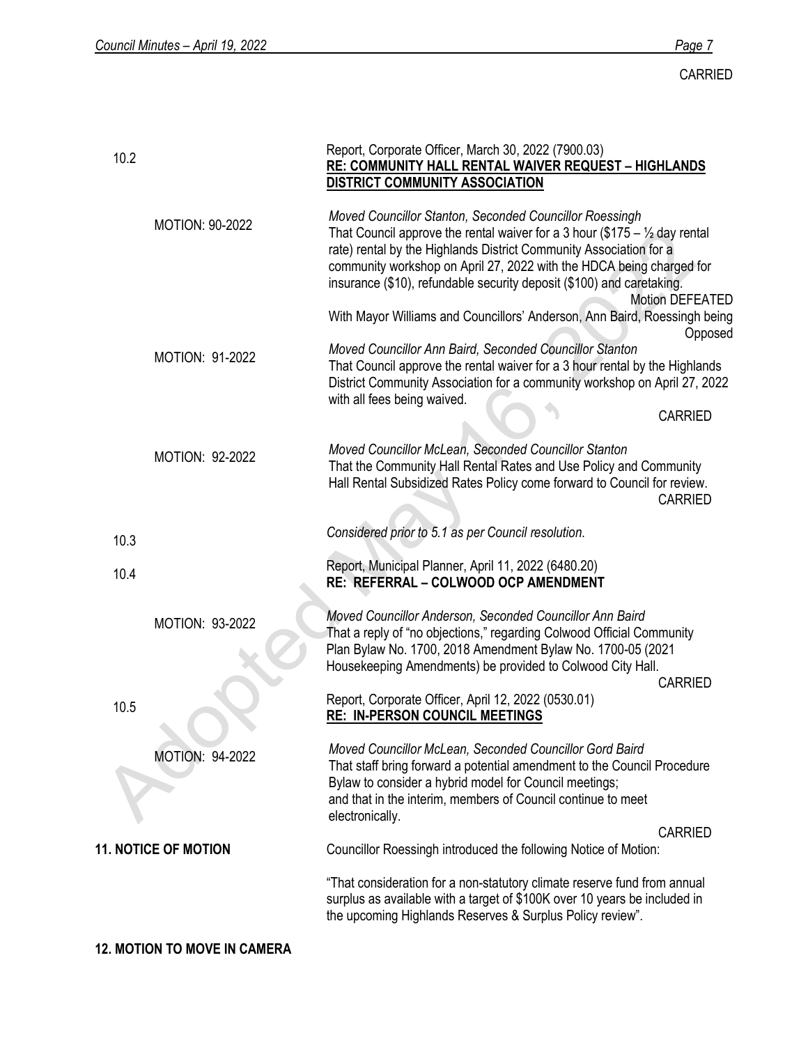CARRIED

10.2 Report, Corporate Officer, March 30, 2022 (7900.03)
**RE: COMMUNITY HALL RENTAL WAIVER REQUEST – HIGHLANDS DISTRICT COMMUNITY ASSOCIATION**

MOTION: 90-2022

*Moved Councillor Stanton, Seconded Councillor Roessingh*
That Council approve the rental waiver for a 3 hour ($175 – ½ day rental rate) rental by the Highlands District Community Association for a community workshop on April 27, 2022 with the HDCA being charged for insurance ($10), refundable security deposit ($100) and caretaking.

Motion DEFEATED

With Mayor Williams and Councillors' Anderson, Ann Baird, Roessingh being Opposed

MOTION: 91-2022

*Moved Councillor Ann Baird, Seconded Councillor Stanton*
That Council approve the rental waiver for a 3 hour rental by the Highlands District Community Association for a community workshop on April 27, 2022 with all fees being waived.

CARRIED

MOTION: 92-2022

*Moved Councillor McLean, Seconded Councillor Stanton*
That the Community Hall Rental Rates and Use Policy and Community Hall Rental Subsidized Rates Policy come forward to Council for review.

CARRIED

10.3 *Considered prior to 5.1 as per Council resolution.*

10.4 Report, Municipal Planner, April 11, 2022 (6480.20)
**RE: REFERRAL – COLWOOD OCP AMENDMENT**

MOTION: 93-2022

*Moved Councillor Anderson, Seconded Councillor Ann Baird*
That a reply of "no objections," regarding Colwood Official Community Plan Bylaw No. 1700, 2018 Amendment Bylaw No. 1700-05 (2021 Housekeeping Amendments) be provided to Colwood City Hall.

CARRIED

10.5 Report, Corporate Officer, April 12, 2022 (0530.01)
**RE: IN-PERSON COUNCIL MEETINGS**

MOTION: 94-2022

*Moved Councillor McLean, Seconded Councillor Gord Baird*
That staff bring forward a potential amendment to the Council Procedure Bylaw to consider a hybrid model for Council meetings; and that in the interim, members of Council continue to meet electronically.

CARRIED

**11. NOTICE OF MOTION**

Councillor Roessingh introduced the following Notice of Motion:

"That consideration for a non-statutory climate reserve fund from annual surplus as available with a target of $100K over 10 years be included in the upcoming Highlands Reserves & Surplus Policy review".

**12. MOTION TO MOVE IN CAMERA**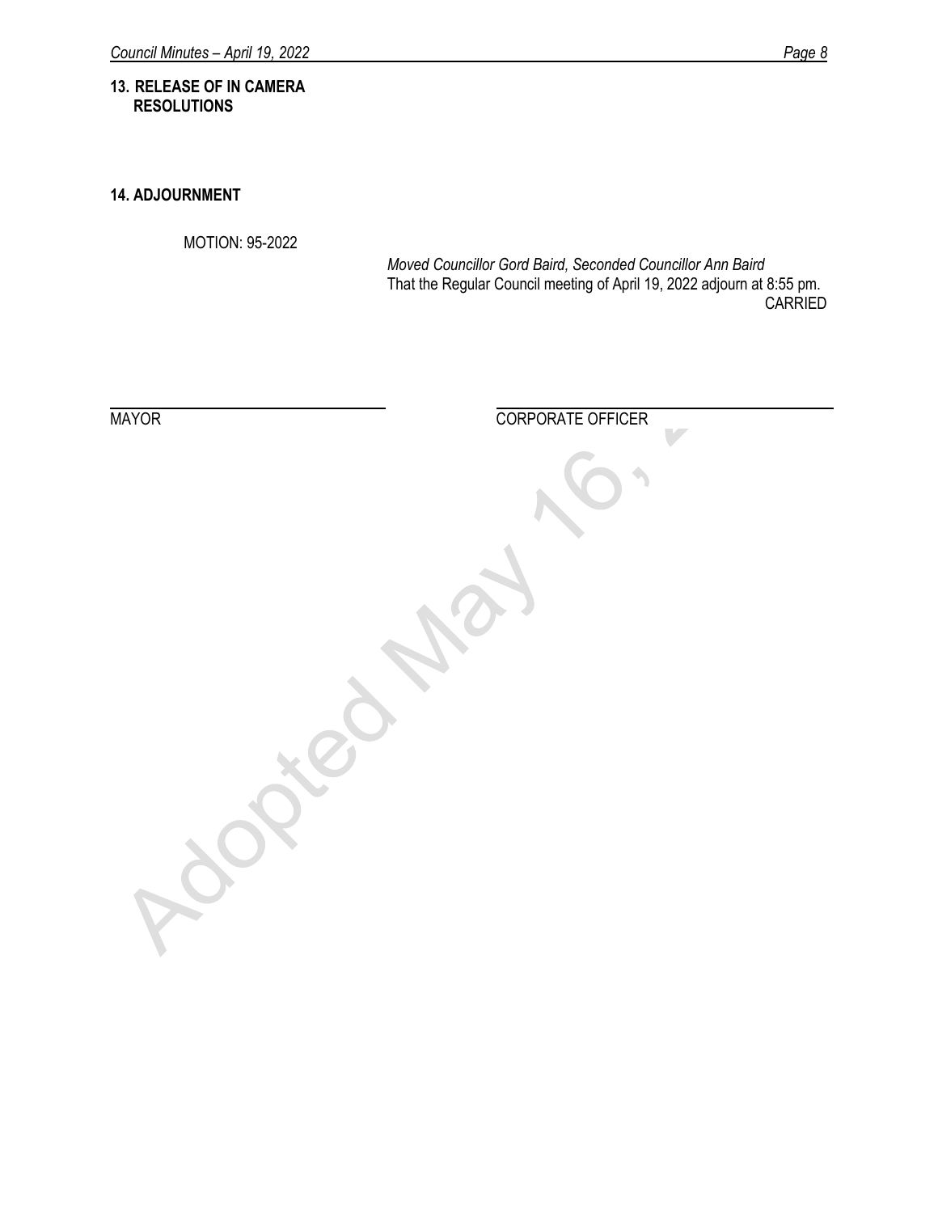**13. RELEASE OF IN CAMERA RESOLUTIONS**

**14. ADJOURNMENT**

MOTION: 95-2022

*Moved Councillor Gord Baird, Seconded Councillor Ann Baird*
That the Regular Council meeting of April 19, 2022 adjourn at 8:55 pm.
CARRIED

MAYOR

CORPORATE OFFICER

Adopted May 16,